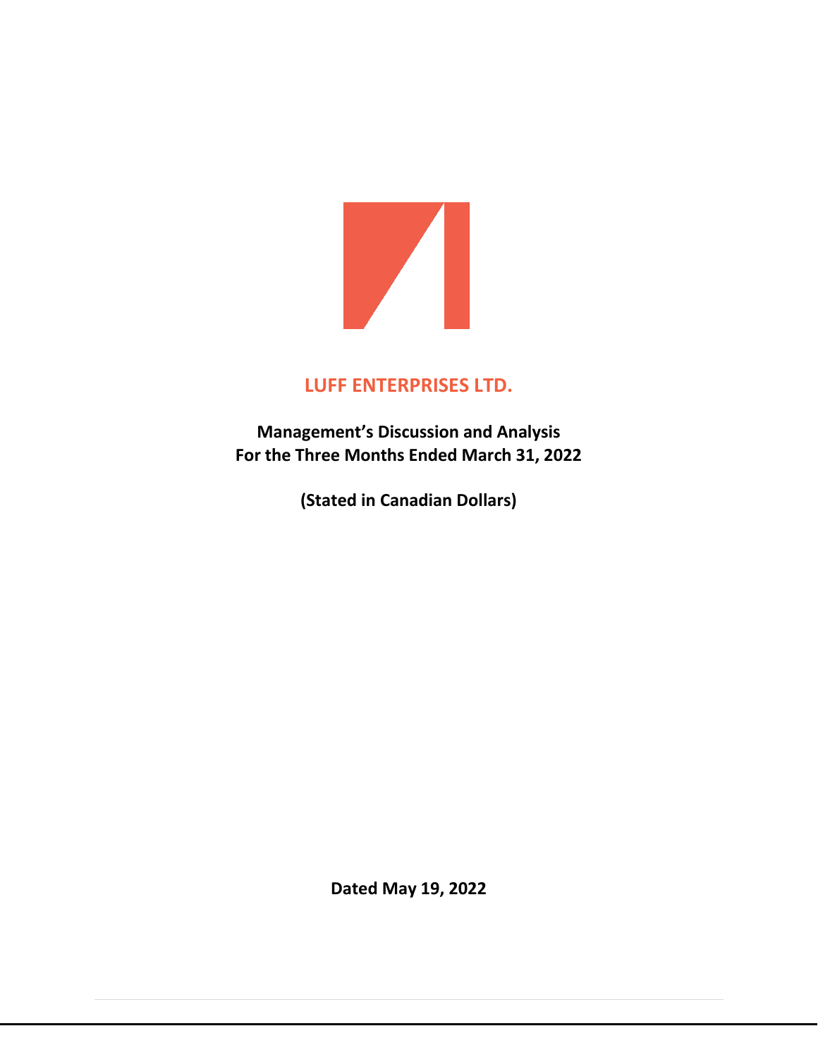# LUFF ENTERPRISES LTD.

**Management's Discussion and Analysis**
**For the Three Months Ended March 31, 2022**

**(Stated in Canadian Dollars)**

**Dated May 19, 2022**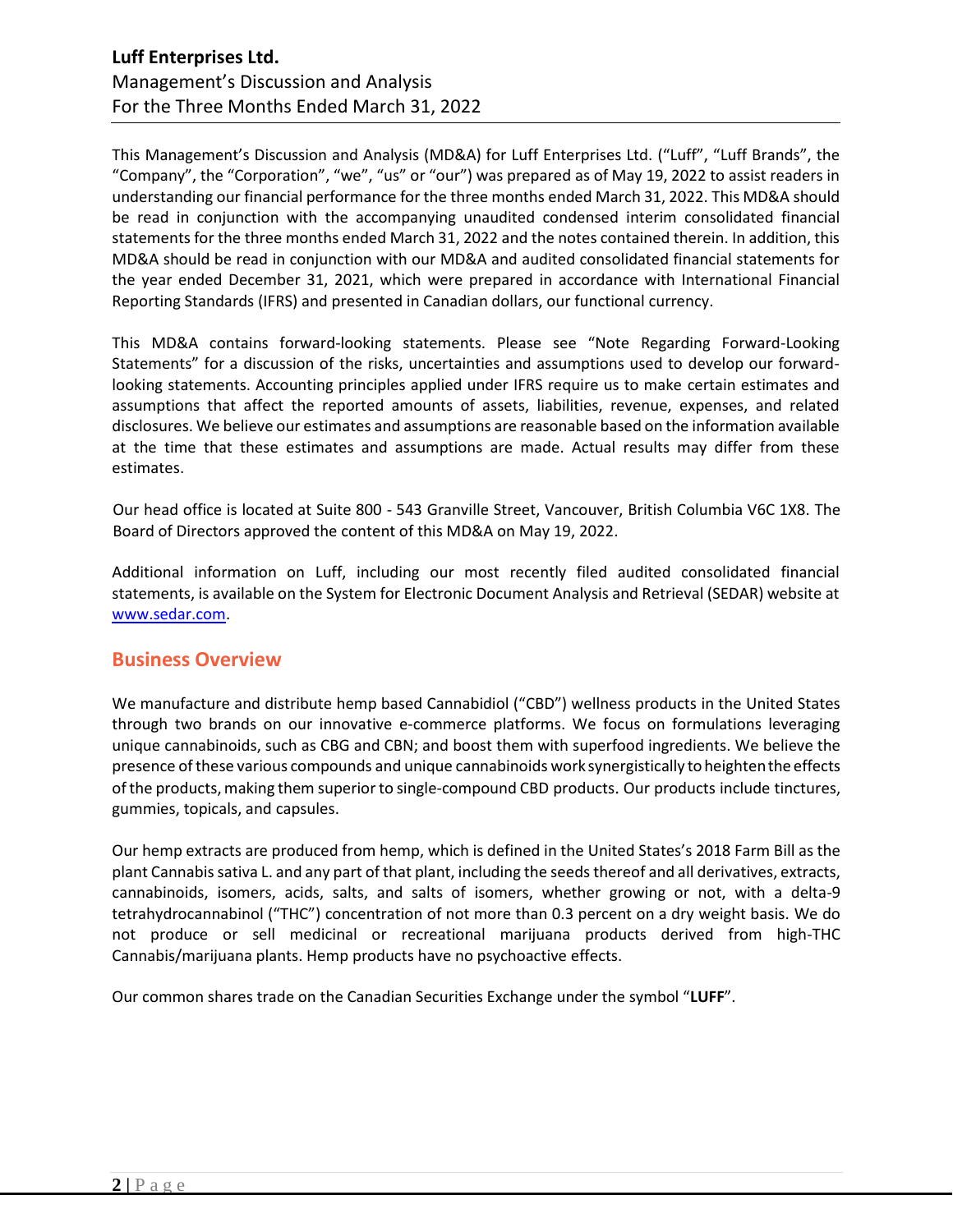This Management's Discussion and Analysis (MD&A) for Luff Enterprises Ltd. ("Luff", "Luff Brands", the "Company", the "Corporation", "we", "us" or "our") was prepared as of May 19, 2022 to assist readers in understanding our financial performance for the three months ended March 31, 2022. This MD&A should be read in conjunction with the accompanying unaudited condensed interim consolidated financial statements for the three months ended March 31, 2022 and the notes contained therein. In addition, this MD&A should be read in conjunction with our MD&A and audited consolidated financial statements for the year ended December 31, 2021, which were prepared in accordance with International Financial Reporting Standards (IFRS) and presented in Canadian dollars, our functional currency.

This MD&A contains forward-looking statements. Please see "Note Regarding Forward-Looking Statements" for a discussion of the risks, uncertainties and assumptions used to develop our forward-looking statements. Accounting principles applied under IFRS require us to make certain estimates and assumptions that affect the reported amounts of assets, liabilities, revenue, expenses, and related disclosures. We believe our estimates and assumptions are reasonable based on the information available at the time that these estimates and assumptions are made. Actual results may differ from these estimates.

Our head office is located at Suite 800 - 543 Granville Street, Vancouver, British Columbia V6C 1X8. The Board of Directors approved the content of this MD&A on May 19, 2022.

Additional information on Luff, including our most recently filed audited consolidated financial statements, is available on the System for Electronic Document Analysis and Retrieval (SEDAR) website at www.sedar.com.

## Business Overview

We manufacture and distribute hemp based Cannabidiol ("CBD") wellness products in the United States through two brands on our innovative e-commerce platforms. We focus on formulations leveraging unique cannabinoids, such as CBG and CBN; and boost them with superfood ingredients. We believe the presence of these various compounds and unique cannabinoids work synergistically to heighten the effects of the products, making them superior to single-compound CBD products. Our products include tinctures, gummies, topicals, and capsules.

Our hemp extracts are produced from hemp, which is defined in the United States's 2018 Farm Bill as the plant Cannabis sativa L. and any part of that plant, including the seeds thereof and all derivatives, extracts, cannabinoids, isomers, acids, salts, and salts of isomers, whether growing or not, with a delta-9 tetrahydrocannabinol ("THC") concentration of not more than 0.3 percent on a dry weight basis. We do not produce or sell medicinal or recreational marijuana products derived from high-THC Cannabis/marijuana plants. Hemp products have no psychoactive effects.

Our common shares trade on the Canadian Securities Exchange under the symbol "**LUFF**".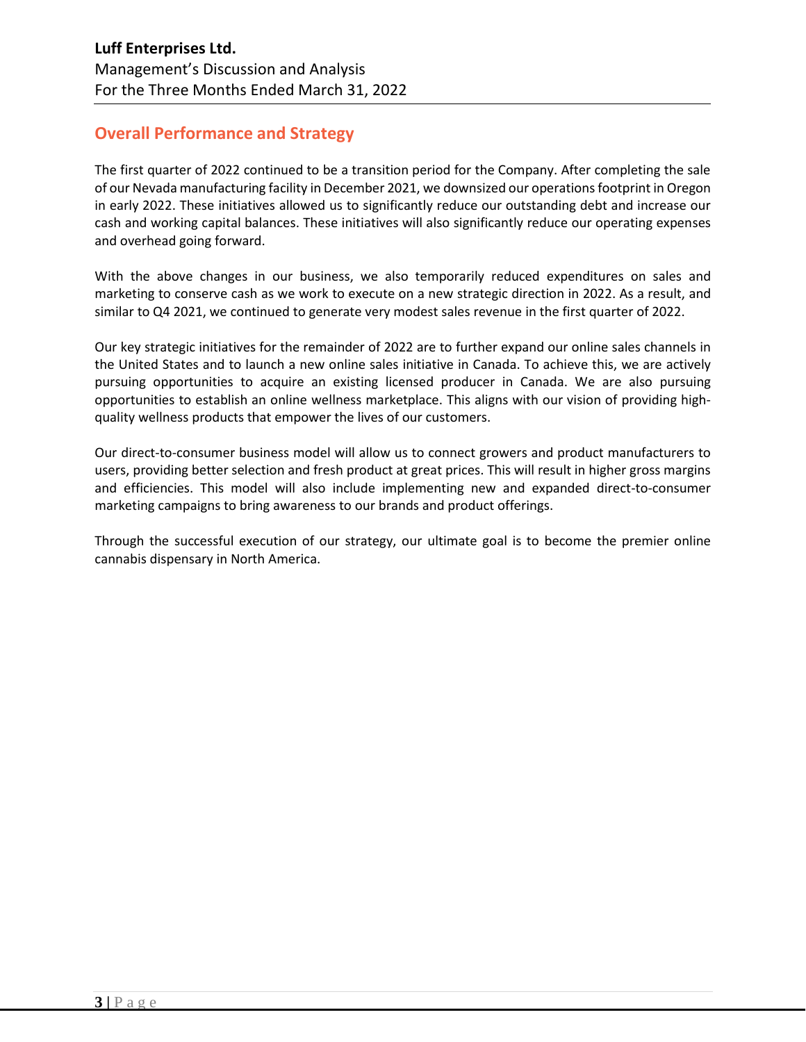## Overall Performance and Strategy

The first quarter of 2022 continued to be a transition period for the Company. After completing the sale of our Nevada manufacturing facility in December 2021, we downsized our operations footprint in Oregon in early 2022. These initiatives allowed us to significantly reduce our outstanding debt and increase our cash and working capital balances. These initiatives will also significantly reduce our operating expenses and overhead going forward.

With the above changes in our business, we also temporarily reduced expenditures on sales and marketing to conserve cash as we work to execute on a new strategic direction in 2022. As a result, and similar to Q4 2021, we continued to generate very modest sales revenue in the first quarter of 2022.

Our key strategic initiatives for the remainder of 2022 are to further expand our online sales channels in the United States and to launch a new online sales initiative in Canada. To achieve this, we are actively pursuing opportunities to acquire an existing licensed producer in Canada. We are also pursuing opportunities to establish an online wellness marketplace. This aligns with our vision of providing high-quality wellness products that empower the lives of our customers.

Our direct-to-consumer business model will allow us to connect growers and product manufacturers to users, providing better selection and fresh product at great prices. This will result in higher gross margins and efficiencies. This model will also include implementing new and expanded direct-to-consumer marketing campaigns to bring awareness to our brands and product offerings.

Through the successful execution of our strategy, our ultimate goal is to become the premier online cannabis dispensary in North America.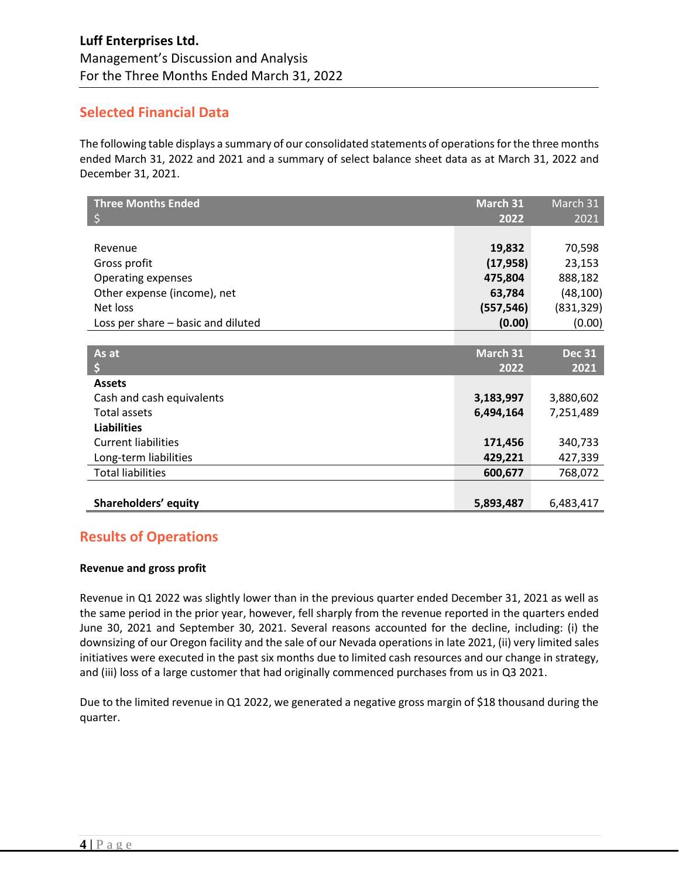## Selected Financial Data

The following table displays a summary of our consolidated statements of operations for the three months ended March 31, 2022 and 2021 and a summary of select balance sheet data as at March 31, 2022 and December 31, 2021.

| Three Months Ended<br>$ | March 31<br>2022 | March 31<br>2021 |
|---|---|---|
| Revenue | **19,832** | 70,598 |
| Gross profit | **(17,958)** | 23,153 |
| Operating expenses | **475,804** | 888,182 |
| Other expense (income), net | **63,784** | (48,100) |
| Net loss | **(557,546)** | (831,329) |
| Loss per share – basic and diluted | **(0.00)** | (0.00) |

| As at<br>$ | March 31<br>2022 | Dec 31<br>2021 |
|---|---|---|
| **Assets** | | |
| Cash and cash equivalents | **3,183,997** | 3,880,602 |
| Total assets | **6,494,164** | 7,251,489 |
| **Liabilities** | | |
| Current liabilities | **171,456** | 340,733 |
| Long-term liabilities | **429,221** | 427,339 |
| Total liabilities | **600,677** | 768,072 |
| **Shareholders' equity** | **5,893,487** | 6,483,417 |

## Results of Operations

**Revenue and gross profit**

Revenue in Q1 2022 was slightly lower than in the previous quarter ended December 31, 2021 as well as the same period in the prior year, however, fell sharply from the revenue reported in the quarters ended June 30, 2021 and September 30, 2021. Several reasons accounted for the decline, including: (i) the downsizing of our Oregon facility and the sale of our Nevada operations in late 2021, (ii) very limited sales initiatives were executed in the past six months due to limited cash resources and our change in strategy, and (iii) loss of a large customer that had originally commenced purchases from us in Q3 2021.

Due to the limited revenue in Q1 2022, we generated a negative gross margin of $18 thousand during the quarter.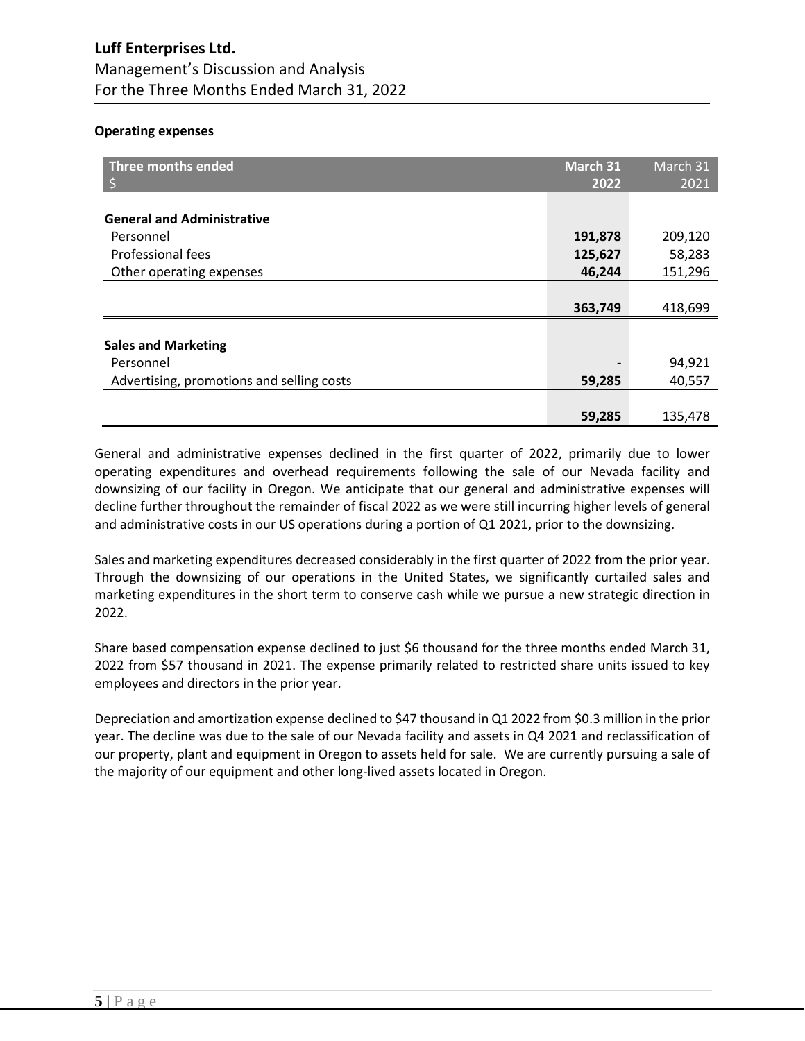**Operating expenses**

| Three months ended<br>$ | March 31<br>2022 | March 31<br>2021 |
|---|---|---|
| **General and Administrative** | | |
| Personnel | **191,878** | 209,120 |
| Professional fees | **125,627** | 58,283 |
| Other operating expenses | **46,244** | 151,296 |
| | **363,749** | 418,699 |
| **Sales and Marketing** | | |
| Personnel | **-** | 94,921 |
| Advertising, promotions and selling costs | **59,285** | 40,557 |
| | **59,285** | 135,478 |

General and administrative expenses declined in the first quarter of 2022, primarily due to lower operating expenditures and overhead requirements following the sale of our Nevada facility and downsizing of our facility in Oregon. We anticipate that our general and administrative expenses will decline further throughout the remainder of fiscal 2022 as we were still incurring higher levels of general and administrative costs in our US operations during a portion of Q1 2021, prior to the downsizing.

Sales and marketing expenditures decreased considerably in the first quarter of 2022 from the prior year. Through the downsizing of our operations in the United States, we significantly curtailed sales and marketing expenditures in the short term to conserve cash while we pursue a new strategic direction in 2022.

Share based compensation expense declined to just $6 thousand for the three months ended March 31, 2022 from $57 thousand in 2021. The expense primarily related to restricted share units issued to key employees and directors in the prior year.

Depreciation and amortization expense declined to $47 thousand in Q1 2022 from $0.3 million in the prior year. The decline was due to the sale of our Nevada facility and assets in Q4 2021 and reclassification of our property, plant and equipment in Oregon to assets held for sale. We are currently pursuing a sale of the majority of our equipment and other long-lived assets located in Oregon.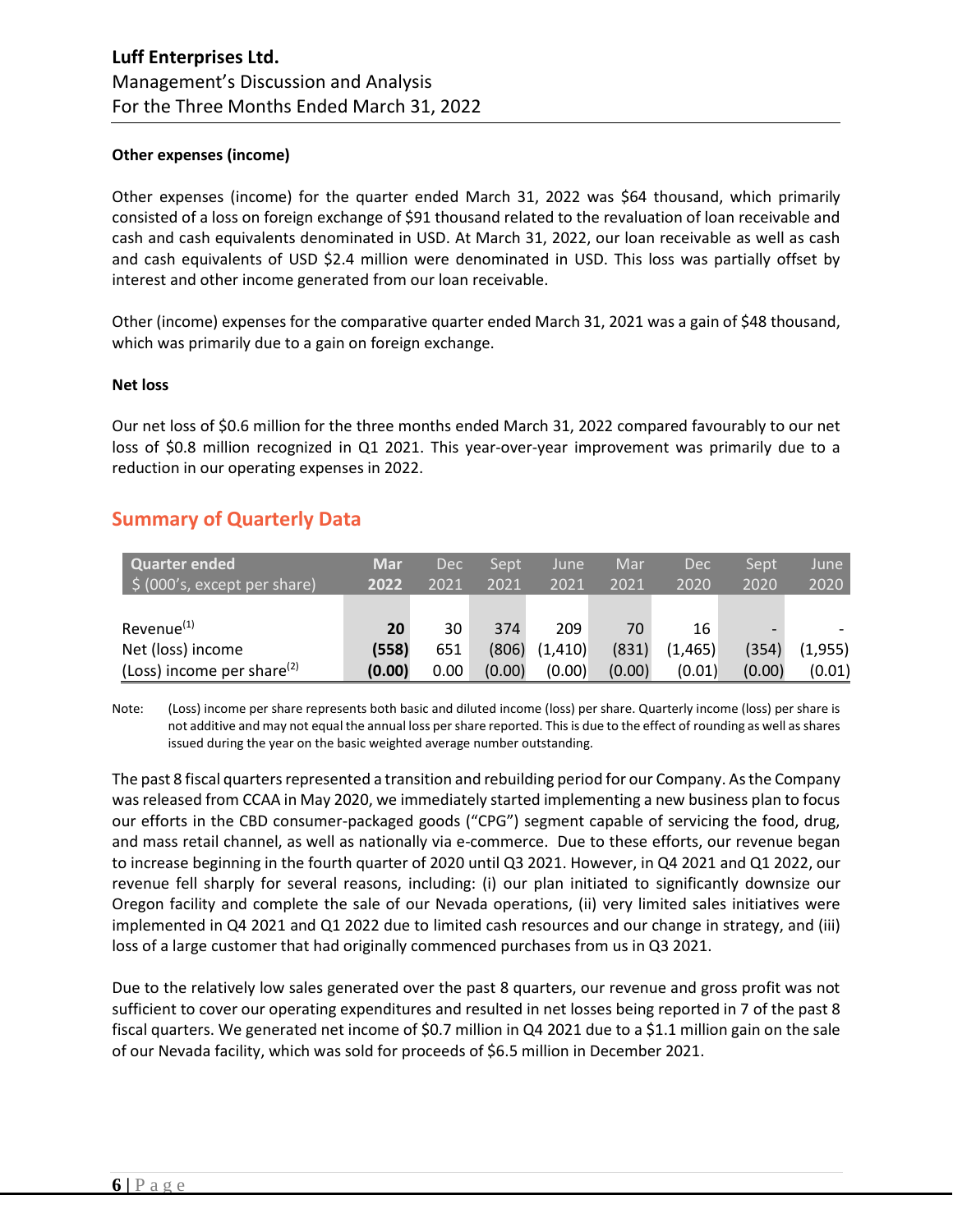**Other expenses (income)**

Other expenses (income) for the quarter ended March 31, 2022 was $64 thousand, which primarily consisted of a loss on foreign exchange of $91 thousand related to the revaluation of loan receivable and cash and cash equivalents denominated in USD. At March 31, 2022, our loan receivable as well as cash and cash equivalents of USD $2.4 million were denominated in USD. This loss was partially offset by interest and other income generated from our loan receivable.

Other (income) expenses for the comparative quarter ended March 31, 2021 was a gain of $48 thousand, which was primarily due to a gain on foreign exchange.

**Net loss**

Our net loss of $0.6 million for the three months ended March 31, 2022 compared favourably to our net loss of $0.8 million recognized in Q1 2021. This year-over-year improvement was primarily due to a reduction in our operating expenses in 2022.

## Summary of Quarterly Data

| Quarter ended<br>$ (000's, except per share) | Mar<br>2022 | Dec<br>2021 | Sept<br>2021 | June<br>2021 | Mar<br>2021 | Dec<br>2020 | Sept<br>2020 | June<br>2020 |
|---|---|---|---|---|---|---|---|---|
| Revenue[1] | **20** | 30 | 374 | 209 | 70 | 16 | - | - |
| Net (loss) income | **(558)** | 651 | (806) | (1,410) | (831) | (1,465) | (354) | (1,955) |
| (Loss) income per share[2] | **(0.00)** | 0.00 | (0.00) | (0.00) | (0.00) | (0.01) | (0.00) | (0.01) |

Note: (Loss) income per share represents both basic and diluted income (loss) per share. Quarterly income (loss) per share is not additive and may not equal the annual loss per share reported. This is due to the effect of rounding as well as shares issued during the year on the basic weighted average number outstanding.

The past 8 fiscal quarters represented a transition and rebuilding period for our Company. As the Company was released from CCAA in May 2020, we immediately started implementing a new business plan to focus our efforts in the CBD consumer-packaged goods ("CPG") segment capable of servicing the food, drug, and mass retail channel, as well as nationally via e-commerce. Due to these efforts, our revenue began to increase beginning in the fourth quarter of 2020 until Q3 2021. However, in Q4 2021 and Q1 2022, our revenue fell sharply for several reasons, including: (i) our plan initiated to significantly downsize our Oregon facility and complete the sale of our Nevada operations, (ii) very limited sales initiatives were implemented in Q4 2021 and Q1 2022 due to limited cash resources and our change in strategy, and (iii) loss of a large customer that had originally commenced purchases from us in Q3 2021.

Due to the relatively low sales generated over the past 8 quarters, our revenue and gross profit was not sufficient to cover our operating expenditures and resulted in net losses being reported in 7 of the past 8 fiscal quarters. We generated net income of $0.7 million in Q4 2021 due to a $1.1 million gain on the sale of our Nevada facility, which was sold for proceeds of $6.5 million in December 2021.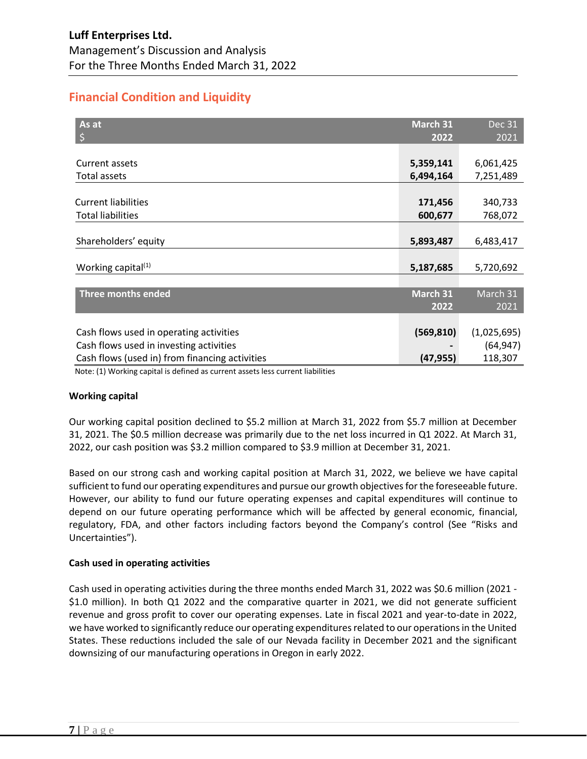## Financial Condition and Liquidity

| As at<br>$ | March 31<br>2022 | Dec 31<br>2021 |
|---|---|---|
| Current assets | **5,359,141** | 6,061,425 |
| Total assets | **6,494,164** | 7,251,489 |
| Current liabilities | **171,456** | 340,733 |
| Total liabilities | **600,677** | 768,072 |
| Shareholders' equity | **5,893,487** | 6,483,417 |
| Working capital[(1)] | **5,187,685** | 5,720,692 |
| **Three months ended** | **March 31<br>2022** | **March 31<br>2021** |
| Cash flows used in operating activities | **(569,810)** | (1,025,695) |
| Cash flows used in investing activities | **-** | (64,947) |
| Cash flows (used in) from financing activities | **(47,955)** | 118,307 |

Note: (1) Working capital is defined as current assets less current liabilities

**Working capital**

Our working capital position declined to $5.2 million at March 31, 2022 from $5.7 million at December 31, 2021. The $0.5 million decrease was primarily due to the net loss incurred in Q1 2022. At March 31, 2022, our cash position was $3.2 million compared to $3.9 million at December 31, 2021.

Based on our strong cash and working capital position at March 31, 2022, we believe we have capital sufficient to fund our operating expenditures and pursue our growth objectives for the foreseeable future. However, our ability to fund our future operating expenses and capital expenditures will continue to depend on our future operating performance which will be affected by general economic, financial, regulatory, FDA, and other factors including factors beyond the Company's control (See "Risks and Uncertainties").

**Cash used in operating activities**

Cash used in operating activities during the three months ended March 31, 2022 was $0.6 million (2021 - $1.0 million). In both Q1 2022 and the comparative quarter in 2021, we did not generate sufficient revenue and gross profit to cover our operating expenses. Late in fiscal 2021 and year-to-date in 2022, we have worked to significantly reduce our operating expenditures related to our operations in the United States. These reductions included the sale of our Nevada facility in December 2021 and the significant downsizing of our manufacturing operations in Oregon in early 2022.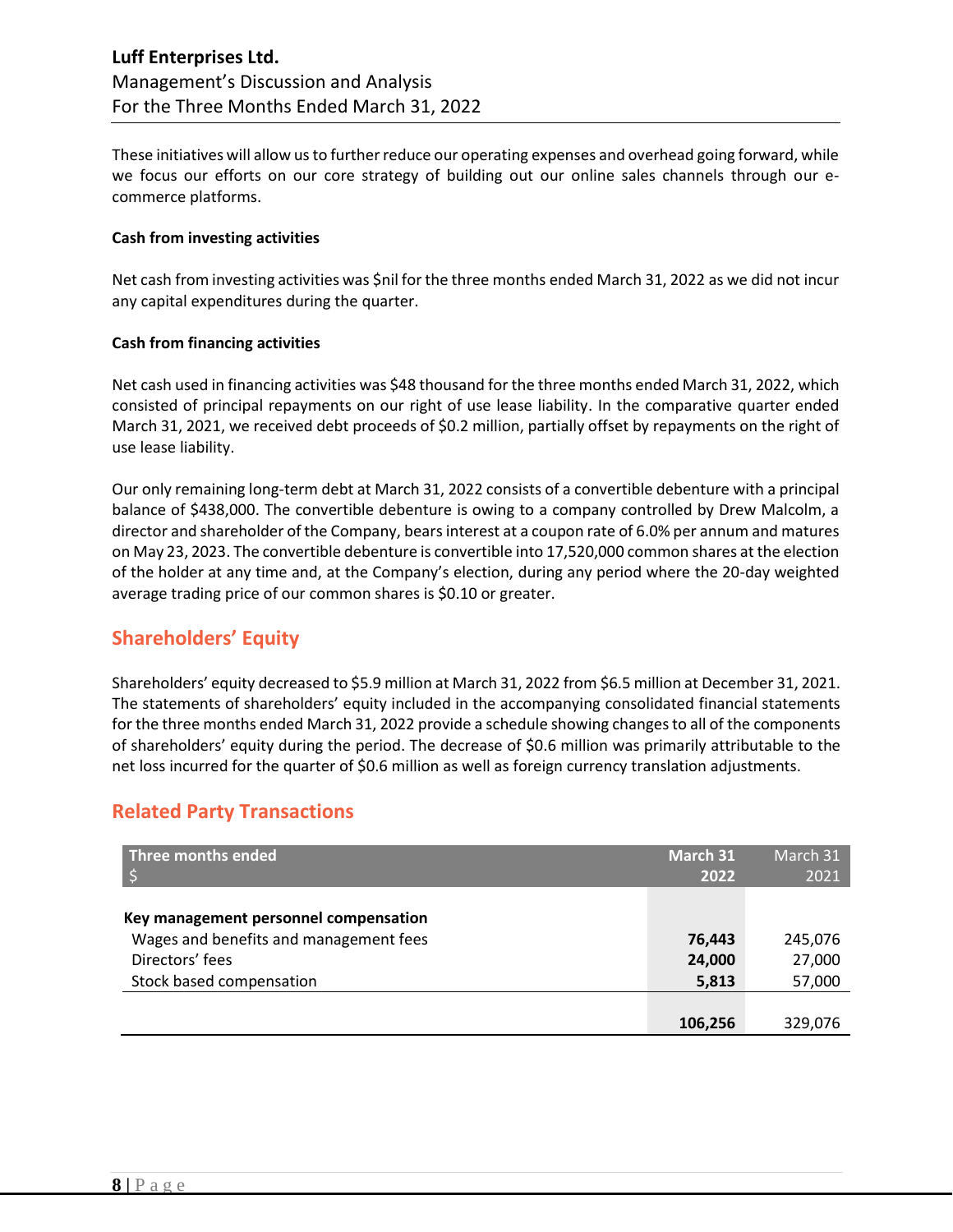These initiatives will allow us to further reduce our operating expenses and overhead going forward, while we focus our efforts on our core strategy of building out our online sales channels through our e-commerce platforms.

**Cash from investing activities**

Net cash from investing activities was $nil for the three months ended March 31, 2022 as we did not incur any capital expenditures during the quarter.

**Cash from financing activities**

Net cash used in financing activities was $48 thousand for the three months ended March 31, 2022, which consisted of principal repayments on our right of use lease liability. In the comparative quarter ended March 31, 2021, we received debt proceeds of $0.2 million, partially offset by repayments on the right of use lease liability.

Our only remaining long-term debt at March 31, 2022 consists of a convertible debenture with a principal balance of $438,000. The convertible debenture is owing to a company controlled by Drew Malcolm, a director and shareholder of the Company, bears interest at a coupon rate of 6.0% per annum and matures on May 23, 2023. The convertible debenture is convertible into 17,520,000 common shares at the election of the holder at any time and, at the Company's election, during any period where the 20-day weighted average trading price of our common shares is $0.10 or greater.

## Shareholders' Equity

Shareholders' equity decreased to $5.9 million at March 31, 2022 from $6.5 million at December 31, 2021. The statements of shareholders' equity included in the accompanying consolidated financial statements for the three months ended March 31, 2022 provide a schedule showing changes to all of the components of shareholders' equity during the period. The decrease of $0.6 million was primarily attributable to the net loss incurred for the quarter of $0.6 million as well as foreign currency translation adjustments.

## Related Party Transactions

| Three months ended<br>$ | March 31<br>2022 | March 31<br>2021 |
|---|---|---|
| **Key management personnel compensation** | | |
| Wages and benefits and management fees | **76,443** | 245,076 |
| Directors' fees | **24,000** | 27,000 |
| Stock based compensation | **5,813** | 57,000 |
| | **106,256** | 329,076 |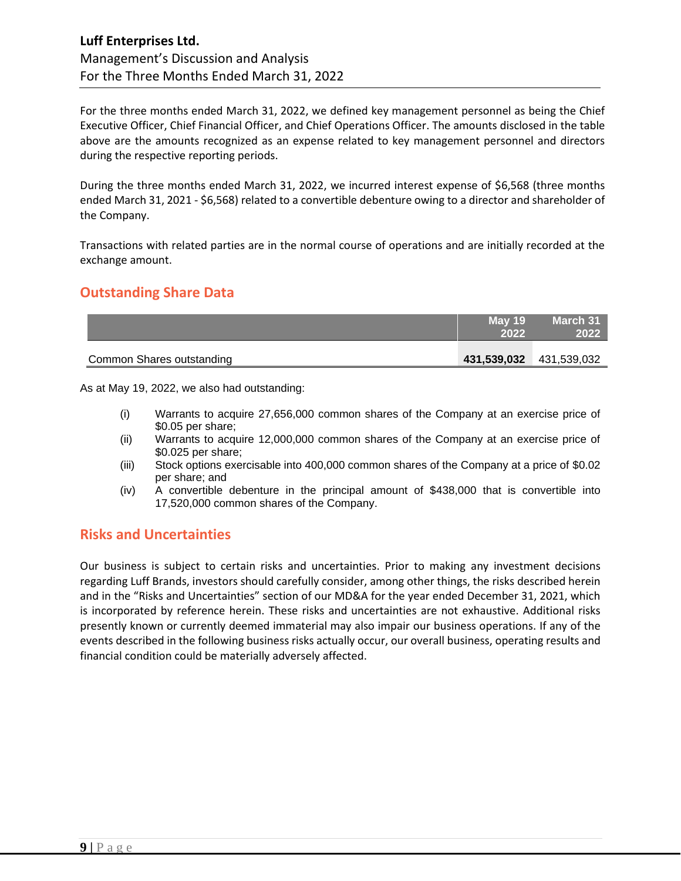For the three months ended March 31, 2022, we defined key management personnel as being the Chief Executive Officer, Chief Financial Officer, and Chief Operations Officer. The amounts disclosed in the table above are the amounts recognized as an expense related to key management personnel and directors during the respective reporting periods.

During the three months ended March 31, 2022, we incurred interest expense of $6,568 (three months ended March 31, 2021 - $6,568) related to a convertible debenture owing to a director and shareholder of the Company.

Transactions with related parties are in the normal course of operations and are initially recorded at the exchange amount.

## Outstanding Share Data

| | May 19 2022 | March 31 2022 |
|---|---|---|
| Common Shares outstanding | **431,539,032** | 431,539,032 |

As at May 19, 2022, we also had outstanding:

(i) Warrants to acquire 27,656,000 common shares of the Company at an exercise price of $0.05 per share;
(ii) Warrants to acquire 12,000,000 common shares of the Company at an exercise price of $0.025 per share;
(iii) Stock options exercisable into 400,000 common shares of the Company at a price of $0.02 per share; and
(iv) A convertible debenture in the principal amount of $438,000 that is convertible into 17,520,000 common shares of the Company.

## Risks and Uncertainties

Our business is subject to certain risks and uncertainties. Prior to making any investment decisions regarding Luff Brands, investors should carefully consider, among other things, the risks described herein and in the "Risks and Uncertainties" section of our MD&A for the year ended December 31, 2021, which is incorporated by reference herein. These risks and uncertainties are not exhaustive. Additional risks presently known or currently deemed immaterial may also impair our business operations. If any of the events described in the following business risks actually occur, our overall business, operating results and financial condition could be materially adversely affected.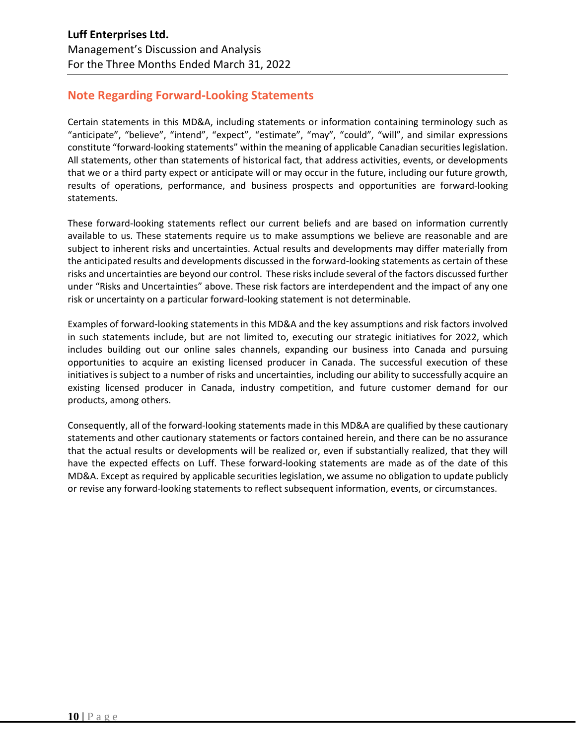## Note Regarding Forward-Looking Statements

Certain statements in this MD&A, including statements or information containing terminology such as "anticipate", "believe", "intend", "expect", "estimate", "may", "could", "will", and similar expressions constitute "forward-looking statements" within the meaning of applicable Canadian securities legislation. All statements, other than statements of historical fact, that address activities, events, or developments that we or a third party expect or anticipate will or may occur in the future, including our future growth, results of operations, performance, and business prospects and opportunities are forward-looking statements.

These forward-looking statements reflect our current beliefs and are based on information currently available to us. These statements require us to make assumptions we believe are reasonable and are subject to inherent risks and uncertainties. Actual results and developments may differ materially from the anticipated results and developments discussed in the forward-looking statements as certain of these risks and uncertainties are beyond our control. These risks include several of the factors discussed further under "Risks and Uncertainties" above. These risk factors are interdependent and the impact of any one risk or uncertainty on a particular forward-looking statement is not determinable.

Examples of forward-looking statements in this MD&A and the key assumptions and risk factors involved in such statements include, but are not limited to, executing our strategic initiatives for 2022, which includes building out our online sales channels, expanding our business into Canada and pursuing opportunities to acquire an existing licensed producer in Canada. The successful execution of these initiatives is subject to a number of risks and uncertainties, including our ability to successfully acquire an existing licensed producer in Canada, industry competition, and future customer demand for our products, among others.

Consequently, all of the forward-looking statements made in this MD&A are qualified by these cautionary statements and other cautionary statements or factors contained herein, and there can be no assurance that the actual results or developments will be realized or, even if substantially realized, that they will have the expected effects on Luff. These forward-looking statements are made as of the date of this MD&A. Except as required by applicable securities legislation, we assume no obligation to update publicly or revise any forward-looking statements to reflect subsequent information, events, or circumstances.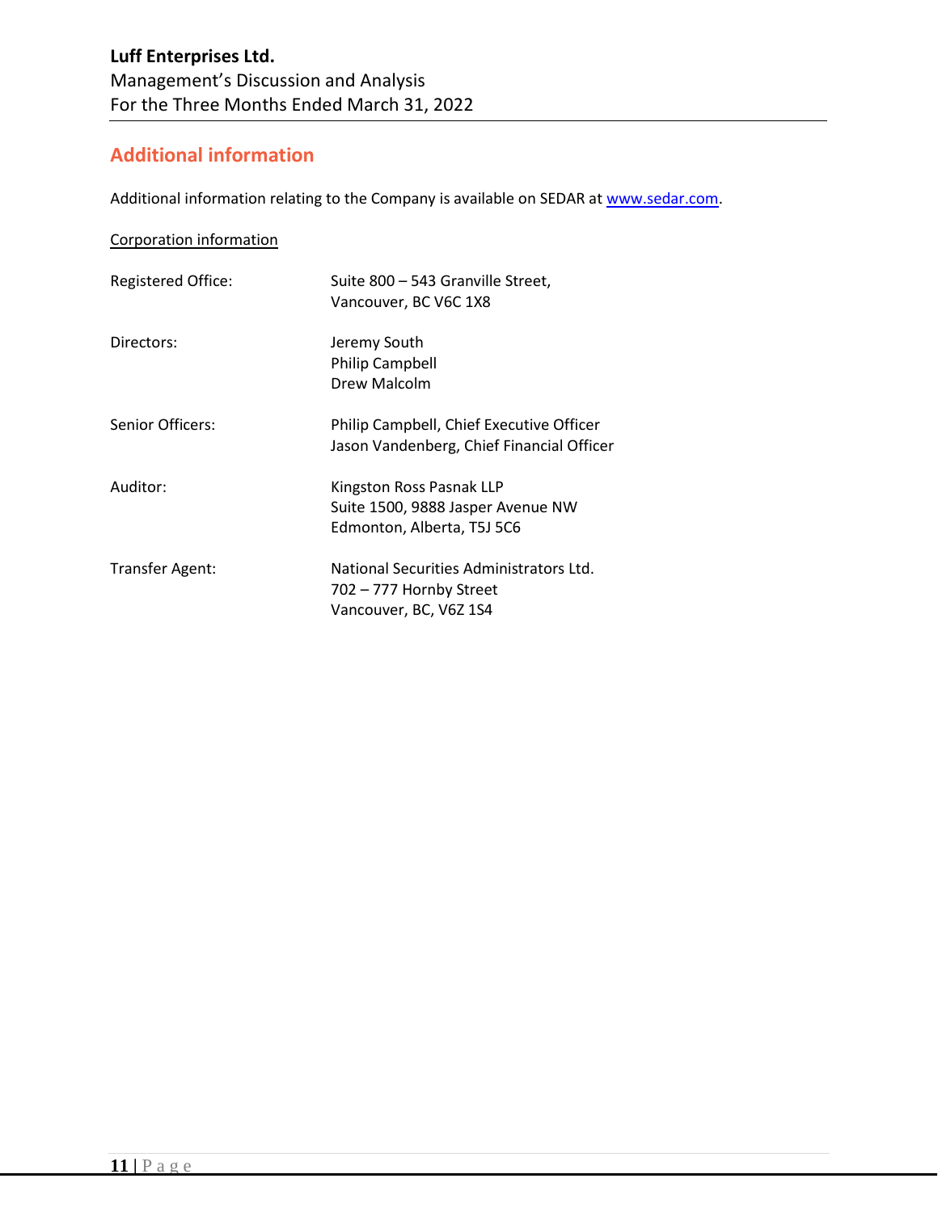## Additional information

Additional information relating to the Company is available on SEDAR at www.sedar.com.

Corporation information

| | |
|---|---|
| Registered Office: | Suite 800 – 543 Granville Street,<br>Vancouver, BC V6C 1X8 |
| Directors: | Jeremy South<br>Philip Campbell<br>Drew Malcolm |
| Senior Officers: | Philip Campbell, Chief Executive Officer<br>Jason Vandenberg, Chief Financial Officer |
| Auditor: | Kingston Ross Pasnak LLP<br>Suite 1500, 9888 Jasper Avenue NW<br>Edmonton, Alberta, T5J 5C6 |
| Transfer Agent: | National Securities Administrators Ltd.<br>702 – 777 Hornby Street<br>Vancouver, BC, V6Z 1S4 |